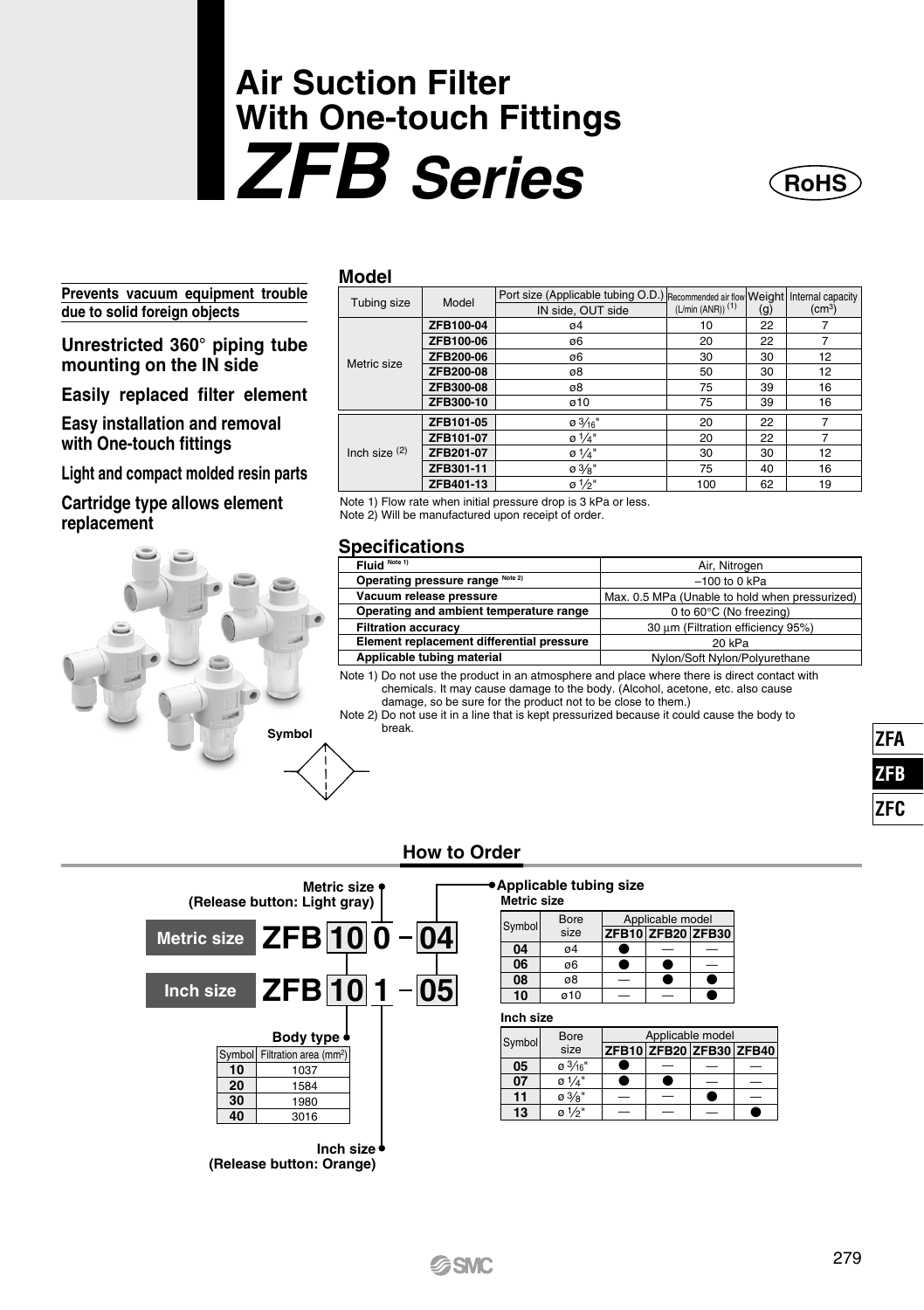# Air Suction Filter With One-touch Fittings

# ZFB Series

RoHS

**Prevents vacuum equipment trouble due to solid foreign objects**

**Unrestricted 360° piping tube mounting on the IN side**

**Easily replaced filter element**

**Easy installation and removal with One-touch fittings**

**Light and compact molded resin parts**

**Cartridge type allows element replacement**

Symbol

## Model

| Tubing size | Model | Port size (Applicable tubing O.D.) IN side, OUT side | Recommended air flow (L/min (ANR)) (1) | Weight (g) | Internal capacity ($cm^3$) |
|---|---|---|---|---|---|
| Metric size | ZFB100-04 | ø4 | 10 | 22 | 7 |
| | ZFB100-06 | ø6 | 20 | 22 | 7 |
| | ZFB200-06 | ø6 | 30 | 30 | 12 |
| | ZFB200-08 | ø8 | 50 | 30 | 12 |
| | ZFB300-08 | ø8 | 75 | 39 | 16 |
| | ZFB300-10 | ø10 | 75 | 39 | 16 |
| Inch size (2) | ZFB101-05 | ø 3/16" | 20 | 22 | 7 |
| | ZFB101-07 | ø 1/4" | 20 | 22 | 7 |
| | ZFB201-07 | ø 1/4" | 30 | 30 | 12 |
| | ZFB301-11 | ø 3/8" | 75 | 40 | 16 |
| | ZFB401-13 | ø 1/2" | 100 | 62 | 19 |

Note 1) Flow rate when initial pressure drop is 3 kPa or less.
Note 2) Will be manufactured upon receipt of order.

## Specifications

| | |
|---|---|
| Fluid Note 1) | Air, Nitrogen |
| Operating pressure range Note 2) | –100 to 0 kPa |
| Vacuum release pressure | Max. 0.5 MPa (Unable to hold when pressurized) |
| Operating and ambient temperature range | 0 to 60°C (No freezing) |
| Filtration accuracy | 30 µm (Filtration efficiency 95%) |
| Element replacement differential pressure | 20 kPa |
| Applicable tubing material | Nylon/Soft Nylon/Polyurethane |

Note 1) Do not use the product in an atmosphere and place where there is direct contact with chemicals. It may cause damage to the body. (Alcohol, acetone, etc. also cause damage, so be sure for the product not to be close to them.)
Note 2) Do not use it in a line that is kept pressurized because it could cause the body to break.

## How to Order

**Metric size** ZFB 10 0 – 04

**Inch size** ZFB 10 1 – 05

Metric size (Release button: Light gray)

Inch size (Release button: Orange)

**Body type**

| Symbol | Filtration area ($mm^2$) |
|---|---|
| 10 | 1037 |
| 20 | 1584 |
| 30 | 1980 |
| 40 | 3016 |

**Applicable tubing size**

Metric size

| Symbol | Bore size | Applicable model ZFB10 | ZFB20 | ZFB30 |
|---|---|---|---|---|
| 04 | ø4 | ● | — | — |
| 06 | ø6 | ● | ● | — |
| 08 | ø8 | — | ● | ● |
| 10 | ø10 | — | — | ● |

Inch size

| Symbol | Bore size | Applicable model ZFB10 | ZFB20 | ZFB30 | ZFB40 |
|---|---|---|---|---|---|
| 05 | ø 3/16" | ● | — | — | — |
| 07 | ø 1/4" | ● | ● | — | — |
| 11 | ø 3/8" | — | — | ● | — |
| 13 | ø 1/2" | — | — | — | ● |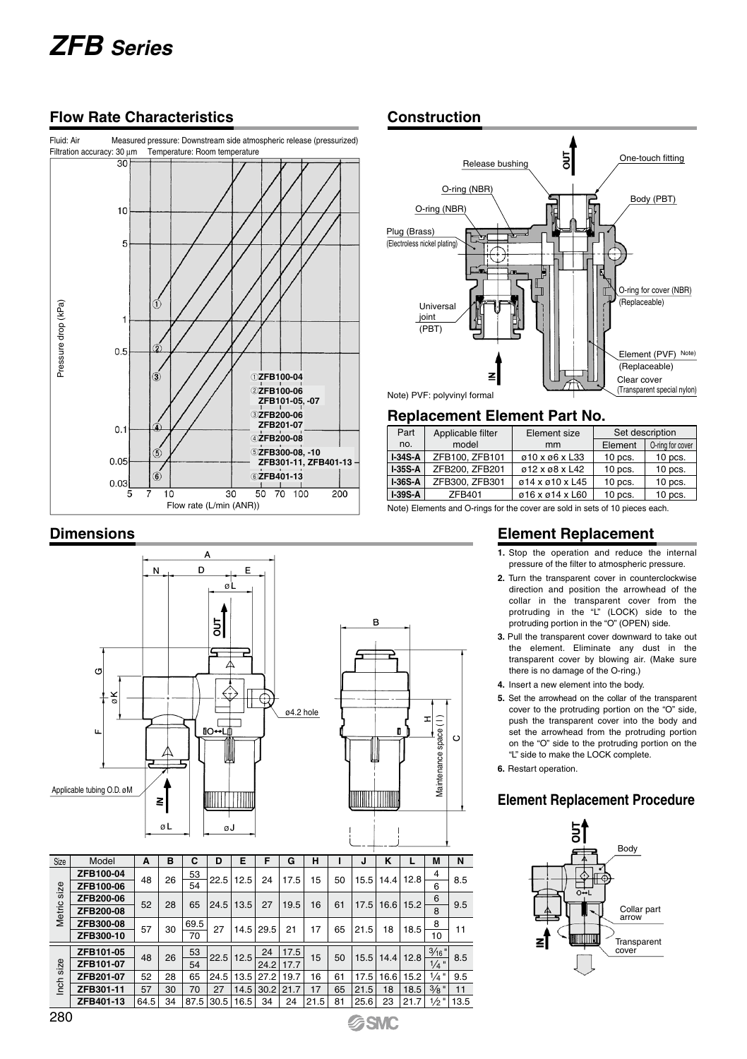# ZFB Series

## Flow Rate Characteristics

Fluid: Air　Measured pressure: Downstream side atmospheric release (pressurized)
Filtration accuracy: 30 μm　Temperature: Room temperature

Pressure drop (kPa)

30
10
5
1
0.5
0.1
0.05
0.03

5 7 10 30 50 70 100 200

Flow rate (L/min (ANR))

① ZFB100-04
② ZFB100-06, ZFB101-05, -07
③ ZFB200-06, ZFB201-07
④ ZFB200-08
⑤ ZFB300-08, -10, ZFB301-11, ZFB401-13
⑥ ZFB401-13

## Construction

OUT
IN
Release bushing
One-touch fitting
O-ring (NBR)
O-ring (NBR)
Body (PBT)
Plug (Brass) (Electroless nickel plating)
O-ring for cover (NBR) (Replaceable)
Universal joint (PBT)
Element (PVF) Note) (Replaceable)
Clear cover (Transparent special nylon)

Note) PVF: polyvinyl formal

## Replacement Element Part No.

| Part no. | Applicable filter model | Element size mm | Set description | |
|---|---|---|---|---|
| | | | Element | O-ring for cover |
| I-34S-A | ZFB100, ZFB101 | ø10 x ø6 x L33 | 10 pcs. | 10 pcs. |
| I-35S-A | ZFB200, ZFB201 | ø12 x ø8 x L42 | 10 pcs. | 10 pcs. |
| I-36S-A | ZFB300, ZFB301 | ø14 x ø10 x L45 | 10 pcs. | 10 pcs. |
| I-39S-A | ZFB401 | ø16 x ø14 x L60 | 10 pcs. | 10 pcs. |

Note) Elements and O-rings for the cover are sold in sets of 10 pieces each.

## Dimensions

A, N, D, E, øL, OUT, B, G, øK, F, ø4.2 hole, H, C, Maintenance space (l), Applicable tubing O.D. øM, IN, øL, øJ

| Size | Model | A | B | C | D | E | F | G | H | I | J | K | L | M | N |
|---|---|---|---|---|---|---|---|---|---|---|---|---|---|---|---|
| Metric size | ZFB100-04 | 48 | 26 | 53 | 22.5 | 12.5 | 24 | 17.5 | 15 | 50 | 15.5 | 14.4 | 12.8 | 4 | 8.5 |
| | ZFB100-06 | | | 54 | | | | | | | | | | 6 | |
| | ZFB200-06 | 52 | 28 | 65 | 24.5 | 13.5 | 27 | 19.5 | 16 | 61 | 17.5 | 16.6 | 15.2 | 6 | 9.5 |
| | ZFB200-08 | | | | | | | | | | | | | 8 | |
| | ZFB300-08 | 57 | 30 | 69.5 | 27 | 14.5 | 29.5 | 21 | 17 | 65 | 21.5 | 18 | 18.5 | 8 | 11 |
| | ZFB300-10 | | | 70 | | | | | | | | | | 10 | |
| Inch size | ZFB101-05 | 48 | 26 | 53 | 22.5 | 12.5 | 24 | 17.5 | 15 | 50 | 15.5 | 14.4 | 12.8 | 3/16" | 8.5 |
| | ZFB101-07 | | | 54 | | | 24.2 | 17.7 | | | | | | 1/4" | |
| | ZFB201-07 | 52 | 28 | 65 | 24.5 | 13.5 | 27.2 | 19.7 | 16 | 61 | 17.5 | 16.6 | 15.2 | 1/4" | 9.5 |
| | ZFB301-11 | 57 | 30 | 70 | 27 | 14.5 | 30.2 | 21.7 | 17 | 65 | 21.5 | 18 | 18.5 | 3/8" | 11 |
| | ZFB401-13 | 64.5 | 34 | 87.5 | 30.5 | 16.5 | 34 | 24 | 21.5 | 81 | 25.6 | 23 | 21.7 | 1/2" | 13.5 |

## Element Replacement

1. Stop the operation and reduce the internal pressure of the filter to atmospheric pressure.
2. Turn the transparent cover in counterclockwise direction and position the arrowhead of the collar in the transparent cover from the protruding in the "L" (LOCK) side to the protruding portion in the "O" (OPEN) side.
3. Pull the transparent cover downward to take out the element. Eliminate any dust in the transparent cover by blowing air. (Make sure there is no damage of the O-ring.)
4. Insert a new element into the body.
5. Set the arrowhead on the collar of the transparent cover to the protruding portion on the "O" side, push the transparent cover into the body and set the arrowhead from the protruding portion on the "O" side to the protruding portion on the "L" side to make the LOCK complete.
6. Restart operation.

### Element Replacement Procedure

OUT
IN
Body
Collar part arrow
Transparent cover